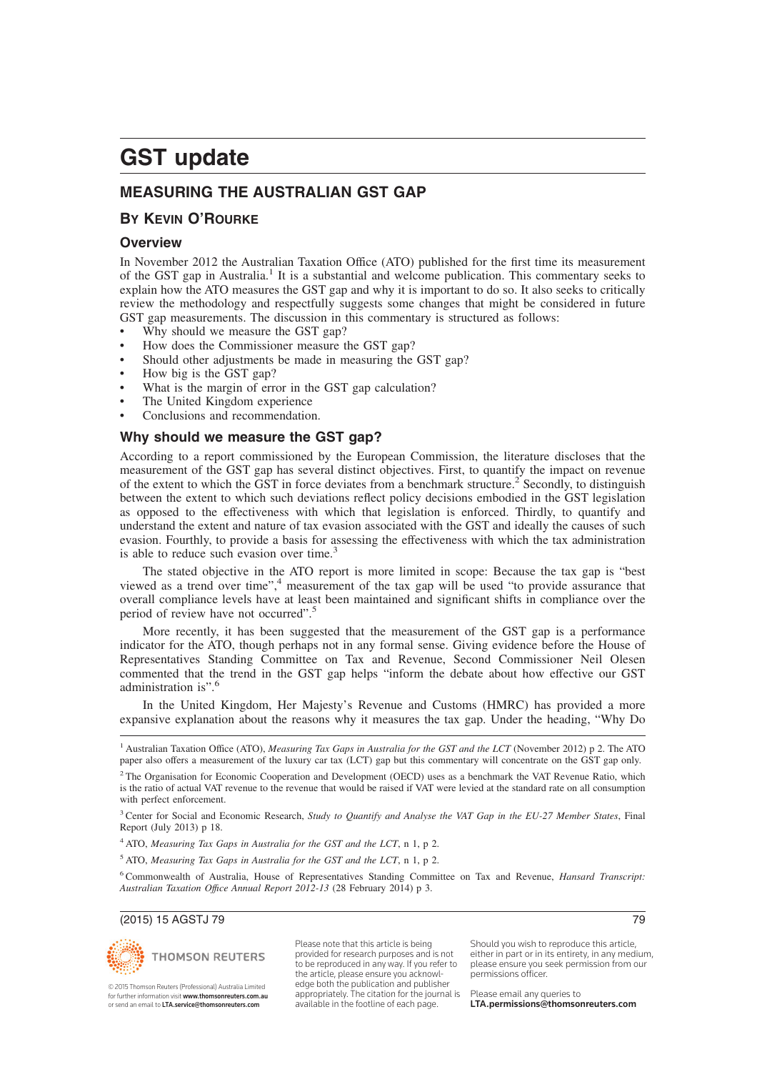# GST update

## MEASURING THE AUSTRALIAN GST GAP

### BY KEVIN O'ROURKE

### Overview

In November 2012 the Australian Taxation Office (ATO) published for the first time its measurement of the GST gap in Australia.[1] It is a substantial and welcome publication. This commentary seeks to explain how the ATO measures the GST gap and why it is important to do so. It also seeks to critically review the methodology and respectfully suggests some changes that might be considered in future GST gap measurements. The discussion in this commentary is structured as follows:

- Why should we measure the GST gap?
- How does the Commissioner measure the GST gap?
- Should other adjustments be made in measuring the GST gap?
- How big is the GST gap?
- What is the margin of error in the GST gap calculation?
- The United Kingdom experience
- Conclusions and recommendation.

### Why should we measure the GST gap?

According to a report commissioned by the European Commission, the literature discloses that the measurement of the GST gap has several distinct objectives. First, to quantify the impact on revenue of the extent to which the GST in force deviates from a benchmark structure.[2] Secondly, to distinguish between the extent to which such deviations reflect policy decisions embodied in the GST legislation as opposed to the effectiveness with which that legislation is enforced. Thirdly, to quantify and understand the extent and nature of tax evasion associated with the GST and ideally the causes of such evasion. Fourthly, to provide a basis for assessing the effectiveness with which the tax administration is able to reduce such evasion over time.[3]

The stated objective in the ATO report is more limited in scope: Because the tax gap is "best viewed as a trend over time",[4] measurement of the tax gap will be used "to provide assurance that overall compliance levels have at least been maintained and significant shifts in compliance over the period of review have not occurred".[5]

More recently, it has been suggested that the measurement of the GST gap is a performance indicator for the ATO, though perhaps not in any formal sense. Giving evidence before the House of Representatives Standing Committee on Tax and Revenue, Second Commissioner Neil Olesen commented that the trend in the GST gap helps "inform the debate about how effective our GST administration is".[6]

In the United Kingdom, Her Majesty's Revenue and Customs (HMRC) has provided a more expansive explanation about the reasons why it measures the tax gap. Under the heading, "Why Do

---

[1] Australian Taxation Office (ATO), *Measuring Tax Gaps in Australia for the GST and the LCT* (November 2012) p 2. The ATO paper also offers a measurement of the luxury car tax (LCT) gap but this commentary will concentrate on the GST gap only.

[2] The Organisation for Economic Cooperation and Development (OECD) uses as a benchmark the VAT Revenue Ratio, which is the ratio of actual VAT revenue to the revenue that would be raised if VAT were levied at the standard rate on all consumption with perfect enforcement.

[3] Center for Social and Economic Research, *Study to Quantify and Analyse the VAT Gap in the EU-27 Member States*, Final Report (July 2013) p 18.

[4] ATO, *Measuring Tax Gaps in Australia for the GST and the LCT*, n 1, p 2.

[5] ATO, *Measuring Tax Gaps in Australia for the GST and the LCT*, n 1, p 2.

[6] Commonwealth of Australia, House of Representatives Standing Committee on Tax and Revenue, *Hansard Transcript: Australian Taxation Office Annual Report 2012-13* (28 February 2014) p 3.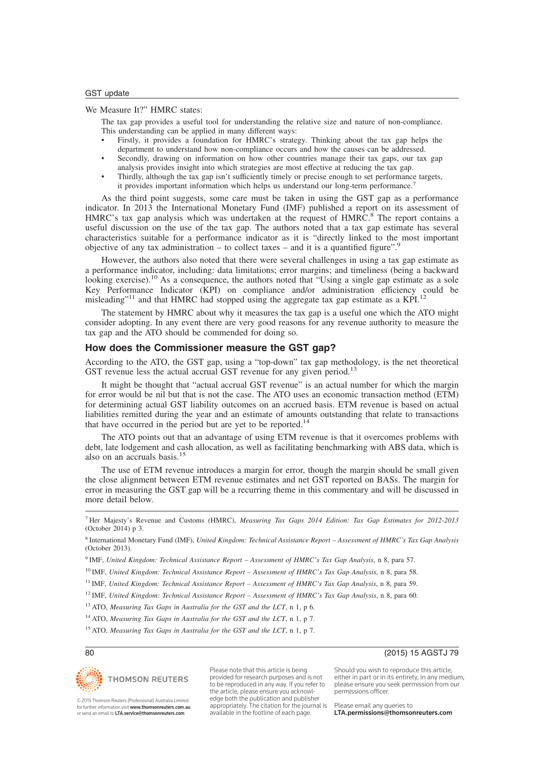We Measure It?" HMRC states:

> The tax gap provides a useful tool for understanding the relative size and nature of non-compliance. This understanding can be applied in many different ways:
>
> - Firstly, it provides a foundation for HMRC's strategy. Thinking about the tax gap helps the department to understand how non-compliance occurs and how the causes can be addressed.
> - Secondly, drawing on information on how other countries manage their tax gaps, our tax gap analysis provides insight into which strategies are most effective at reducing the tax gap.
> - Thirdly, although the tax gap isn't sufficiently timely or precise enough to set performance targets, it provides important information which helps us understand our long-term performance.[7]

As the third point suggests, some care must be taken in using the GST gap as a performance indicator. In 2013 the International Monetary Fund (IMF) published a report on its assessment of HMRC's tax gap analysis which was undertaken at the request of HMRC.[8] The report contains a useful discussion on the use of the tax gap. The authors noted that a tax gap estimate has several characteristics suitable for a performance indicator as it is "directly linked to the most important objective of any tax administration – to collect taxes – and it is a quantified figure".[9]

However, the authors also noted that there were several challenges in using a tax gap estimate as a performance indicator, including: data limitations; error margins; and timeliness (being a backward looking exercise).[10] As a consequence, the authors noted that "Using a single gap estimate as a sole Key Performance Indicator (KPI) on compliance and/or administration efficiency could be misleading"[11] and that HMRC had stopped using the aggregate tax gap estimate as a KPI.[12]

The statement by HMRC about why it measures the tax gap is a useful one which the ATO might consider adopting. In any event there are very good reasons for any revenue authority to measure the tax gap and the ATO should be commended for doing so.

## How does the Commissioner measure the GST gap?

According to the ATO, the GST gap, using a "top-down" tax gap methodology, is the net theoretical GST revenue less the actual accrual GST revenue for any given period.[13]

It might be thought that "actual accrual GST revenue" is an actual number for which the margin for error would be nil but that is not the case. The ATO uses an economic transaction method (ETM) for determining actual GST liability outcomes on an accrued basis. ETM revenue is based on actual liabilities remitted during the year and an estimate of amounts outstanding that relate to transactions that have occurred in the period but are yet to be reported.[14]

The ATO points out that an advantage of using ETM revenue is that it overcomes problems with debt, late lodgement and cash allocation, as well as facilitating benchmarking with ABS data, which is also on an accruals basis.[15]

The use of ETM revenue introduces a margin for error, though the margin should be small given the close alignment between ETM revenue estimates and net GST reported on BASs. The margin for error in measuring the GST gap will be a recurring theme in this commentary and will be discussed in more detail below.

---

[7] Her Majesty's Revenue and Customs (HMRC), *Measuring Tax Gaps 2014 Edition: Tax Gap Estimates for 2012-2013* (October 2014) p 3.

[8] International Monetary Fund (IMF), *United Kingdom: Technical Assistance Report – Assessment of HMRC's Tax Gap Analysis* (October 2013).

[9] IMF, *United Kingdom: Technical Assistance Report – Assessment of HMRC's Tax Gap Analysis*, n 8, para 57.

[10] IMF, *United Kingdom: Technical Assistance Report – Assessment of HMRC's Tax Gap Analysis*, n 8, para 58.

[11] IMF, *United Kingdom: Technical Assistance Report – Assessment of HMRC's Tax Gap Analysis*, n 8, para 59.

[12] IMF, *United Kingdom: Technical Assistance Report – Assessment of HMRC's Tax Gap Analysis*, n 8, para 60.

[13] ATO, *Measuring Tax Gaps in Australia for the GST and the LCT*, n 1, p 6.

[14] ATO, *Measuring Tax Gaps in Australia for the GST and the LCT*, n 1, p 7.

[15] ATO, *Measuring Tax Gaps in Australia for the GST and the LCT*, n 1, p 7.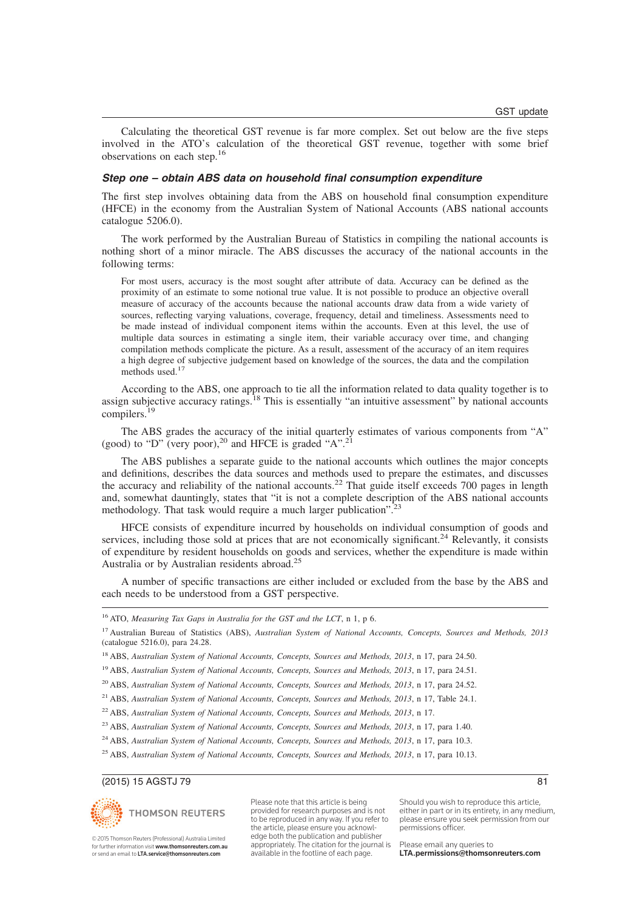Calculating the theoretical GST revenue is far more complex. Set out below are the five steps involved in the ATO's calculation of the theoretical GST revenue, together with some brief observations on each step.[16]

### *Step one – obtain ABS data on household final consumption expenditure*

The first step involves obtaining data from the ABS on household final consumption expenditure (HFCE) in the economy from the Australian System of National Accounts (ABS national accounts catalogue 5206.0).

The work performed by the Australian Bureau of Statistics in compiling the national accounts is nothing short of a minor miracle. The ABS discusses the accuracy of the national accounts in the following terms:

> For most users, accuracy is the most sought after attribute of data. Accuracy can be defined as the proximity of an estimate to some notional true value. It is not possible to produce an objective overall measure of accuracy of the accounts because the national accounts draw data from a wide variety of sources, reflecting varying valuations, coverage, frequency, detail and timeliness. Assessments need to be made instead of individual component items within the accounts. Even at this level, the use of multiple data sources in estimating a single item, their variable accuracy over time, and changing compilation methods complicate the picture. As a result, assessment of the accuracy of an item requires a high degree of subjective judgement based on knowledge of the sources, the data and the compilation methods used.[17]

According to the ABS, one approach to tie all the information related to data quality together is to assign subjective accuracy ratings.[18] This is essentially "an intuitive assessment" by national accounts compilers.[19]

The ABS grades the accuracy of the initial quarterly estimates of various components from "A" (good) to "D" (very poor),[20] and HFCE is graded "A".[21]

The ABS publishes a separate guide to the national accounts which outlines the major concepts and definitions, describes the data sources and methods used to prepare the estimates, and discusses the accuracy and reliability of the national accounts.[22] That guide itself exceeds 700 pages in length and, somewhat dauntingly, states that "it is not a complete description of the ABS national accounts methodology. That task would require a much larger publication".[23]

HFCE consists of expenditure incurred by households on individual consumption of goods and services, including those sold at prices that are not economically significant.[24] Relevantly, it consists of expenditure by resident households on goods and services, whether the expenditure is made within Australia or by Australian residents abroad.[25]

A number of specific transactions are either included or excluded from the base by the ABS and each needs to be understood from a GST perspective.

---

[16] ATO, *Measuring Tax Gaps in Australia for the GST and the LCT*, n 1, p 6.

[17] Australian Bureau of Statistics (ABS), *Australian System of National Accounts, Concepts, Sources and Methods, 2013* (catalogue 5216.0), para 24.28.

[18] ABS, *Australian System of National Accounts, Concepts, Sources and Methods, 2013*, n 17, para 24.50.

[19] ABS, *Australian System of National Accounts, Concepts, Sources and Methods, 2013*, n 17, para 24.51.

[20] ABS, *Australian System of National Accounts, Concepts, Sources and Methods, 2013*, n 17, para 24.52.

[21] ABS, *Australian System of National Accounts, Concepts, Sources and Methods, 2013*, n 17, Table 24.1.

[22] ABS, *Australian System of National Accounts, Concepts, Sources and Methods, 2013*, n 17.

[23] ABS, *Australian System of National Accounts, Concepts, Sources and Methods, 2013*, n 17, para 1.40.

[24] ABS, *Australian System of National Accounts, Concepts, Sources and Methods, 2013*, n 17, para 10.3.

[25] ABS, *Australian System of National Accounts, Concepts, Sources and Methods, 2013*, n 17, para 10.13.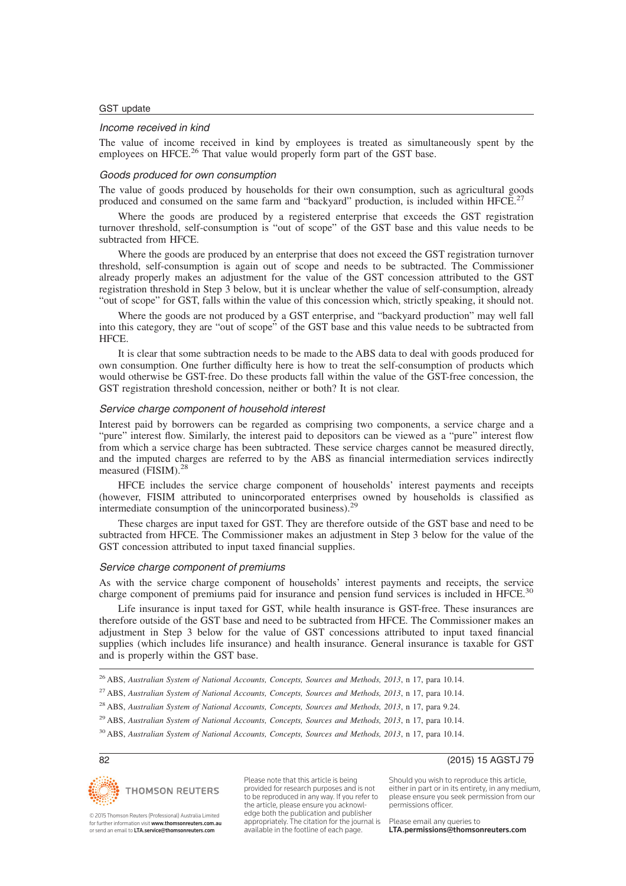### *Income received in kind*

The value of income received in kind by employees is treated as simultaneously spent by the employees on HFCE.[26] That value would properly form part of the GST base.

### *Goods produced for own consumption*

The value of goods produced by households for their own consumption, such as agricultural goods produced and consumed on the same farm and "backyard" production, is included within HFCE.[27]

Where the goods are produced by a registered enterprise that exceeds the GST registration turnover threshold, self-consumption is "out of scope" of the GST base and this value needs to be subtracted from HFCE.

Where the goods are produced by an enterprise that does not exceed the GST registration turnover threshold, self-consumption is again out of scope and needs to be subtracted. The Commissioner already properly makes an adjustment for the value of the GST concession attributed to the GST registration threshold in Step 3 below, but it is unclear whether the value of self-consumption, already "out of scope" for GST, falls within the value of this concession which, strictly speaking, it should not.

Where the goods are not produced by a GST enterprise, and "backyard production" may well fall into this category, they are "out of scope" of the GST base and this value needs to be subtracted from HFCE.

It is clear that some subtraction needs to be made to the ABS data to deal with goods produced for own consumption. One further difficulty here is how to treat the self-consumption of products which would otherwise be GST-free. Do these products fall within the value of the GST-free concession, the GST registration threshold concession, neither or both? It is not clear.

### *Service charge component of household interest*

Interest paid by borrowers can be regarded as comprising two components, a service charge and a "pure" interest flow. Similarly, the interest paid to depositors can be viewed as a "pure" interest flow from which a service charge has been subtracted. These service charges cannot be measured directly, and the imputed charges are referred to by the ABS as financial intermediation services indirectly measured (FISIM).[28]

HFCE includes the service charge component of households' interest payments and receipts (however, FISIM attributed to unincorporated enterprises owned by households is classified as intermediate consumption of the unincorporated business).[29]

These charges are input taxed for GST. They are therefore outside of the GST base and need to be subtracted from HFCE. The Commissioner makes an adjustment in Step 3 below for the value of the GST concession attributed to input taxed financial supplies.

### *Service charge component of premiums*

As with the service charge component of households' interest payments and receipts, the service charge component of premiums paid for insurance and pension fund services is included in HFCE.[30]

Life insurance is input taxed for GST, while health insurance is GST-free. These insurances are therefore outside of the GST base and need to be subtracted from HFCE. The Commissioner makes an adjustment in Step 3 below for the value of GST concessions attributed to input taxed financial supplies (which includes life insurance) and health insurance. General insurance is taxable for GST and is properly within the GST base.

---

[26] ABS, *Australian System of National Accounts, Concepts, Sources and Methods, 2013*, n 17, para 10.14.

[27] ABS, *Australian System of National Accounts, Concepts, Sources and Methods, 2013*, n 17, para 10.14.

[28] ABS, *Australian System of National Accounts, Concepts, Sources and Methods, 2013*, n 17, para 9.24.

[29] ABS, *Australian System of National Accounts, Concepts, Sources and Methods, 2013*, n 17, para 10.14.

[30] ABS, *Australian System of National Accounts, Concepts, Sources and Methods, 2013*, n 17, para 10.14.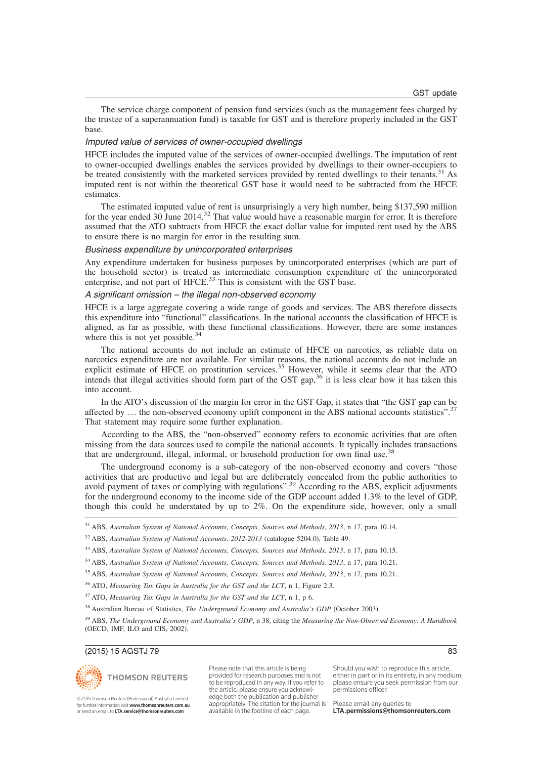The service charge component of pension fund services (such as the management fees charged by the trustee of a superannuation fund) is taxable for GST and is therefore properly included in the GST base.

### *Imputed value of services of owner-occupied dwellings*

HFCE includes the imputed value of the services of owner-occupied dwellings. The imputation of rent to owner-occupied dwellings enables the services provided by dwellings to their owner-occupiers to be treated consistently with the marketed services provided by rented dwellings to their tenants.[31] As imputed rent is not within the theoretical GST base it would need to be subtracted from the HFCE estimates.

The estimated imputed value of rent is unsurprisingly a very high number, being $137,590 million for the year ended 30 June 2014.[32] That value would have a reasonable margin for error. It is therefore assumed that the ATO subtracts from HFCE the exact dollar value for imputed rent used by the ABS to ensure there is no margin for error in the resulting sum.

### *Business expenditure by unincorporated enterprises*

Any expenditure undertaken for business purposes by unincorporated enterprises (which are part of the household sector) is treated as intermediate consumption expenditure of the unincorporated enterprise, and not part of HFCE.[33] This is consistent with the GST base.

### *A significant omission – the illegal non-observed economy*

HFCE is a large aggregate covering a wide range of goods and services. The ABS therefore dissects this expenditure into "functional" classifications. In the national accounts the classification of HFCE is aligned, as far as possible, with these functional classifications. However, there are some instances where this is not yet possible.[34]

The national accounts do not include an estimate of HFCE on narcotics, as reliable data on narcotics expenditure are not available. For similar reasons, the national accounts do not include an explicit estimate of HFCE on prostitution services.[35] However, while it seems clear that the ATO intends that illegal activities should form part of the GST gap,[36] it is less clear how it has taken this into account.

In the ATO's discussion of the margin for error in the GST Gap, it states that "the GST gap can be affected by … the non-observed economy uplift component in the ABS national accounts statistics".[37] That statement may require some further explanation.

According to the ABS, the "non-observed" economy refers to economic activities that are often missing from the data sources used to compile the national accounts. It typically includes transactions that are underground, illegal, informal, or household production for own final use.[38]

The underground economy is a sub-category of the non-observed economy and covers "those activities that are productive and legal but are deliberately concealed from the public authorities to avoid payment of taxes or complying with regulations".[39] According to the ABS, explicit adjustments for the underground economy to the income side of the GDP account added 1.3% to the level of GDP, though this could be understated by up to 2%. On the expenditure side, however, only a small

---

[31] ABS, *Australian System of National Accounts, Concepts, Sources and Methods, 2013*, n 17, para 10.14.

[32] ABS, *Australian System of National Accounts, 2012-2013* (catalogue 5204.0), Table 49.

[33] ABS, *Australian System of National Accounts, Concepts, Sources and Methods, 2013*, n 17, para 10.15.

[34] ABS, *Australian System of National Accounts, Concepts, Sources and Methods, 2013*, n 17, para 10.21.

[35] ABS, *Australian System of National Accounts, Concepts, Sources and Methods, 2013*, n 17, para 10.21.

[36] ATO, *Measuring Tax Gaps in Australia for the GST and the LCT*, n 1, Figure 2.3.

[37] ATO, *Measuring Tax Gaps in Australia for the GST and the LCT*, n 1, p 6.

[38] Australian Bureau of Statistics, *The Underground Economy and Australia's GDP* (October 2003).

[39] ABS, *The Underground Economy and Australia's GDP*, n 38, citing the *Measuring the Non-Observed Economy: A Handbook* (OECD, IMF, ILO and CIS, 2002).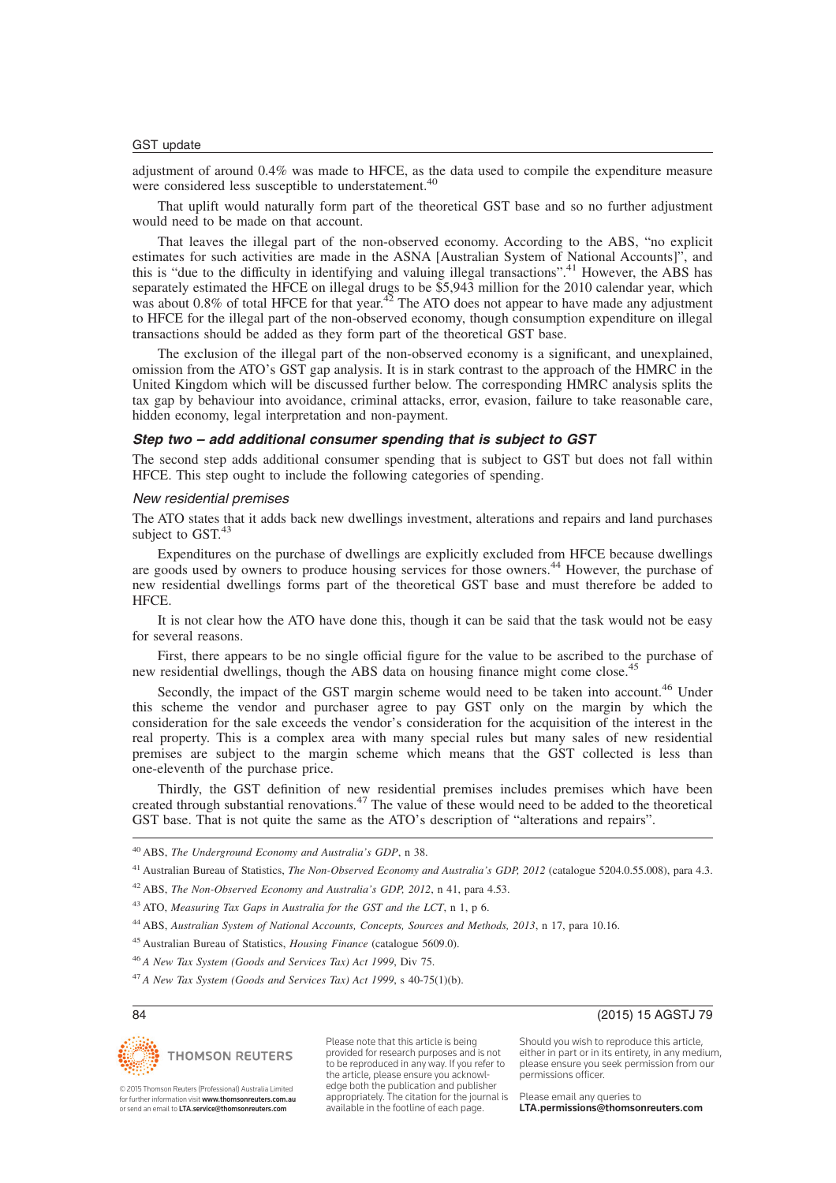adjustment of around 0.4% was made to HFCE, as the data used to compile the expenditure measure were considered less susceptible to understatement.[40]

That uplift would naturally form part of the theoretical GST base and so no further adjustment would need to be made on that account.

That leaves the illegal part of the non-observed economy. According to the ABS, "no explicit estimates for such activities are made in the ASNA [Australian System of National Accounts]", and this is "due to the difficulty in identifying and valuing illegal transactions".[41] However, the ABS has separately estimated the HFCE on illegal drugs to be $5,943 million for the 2010 calendar year, which was about 0.8% of total HFCE for that year.[42] The ATO does not appear to have made any adjustment to HFCE for the illegal part of the non-observed economy, though consumption expenditure on illegal transactions should be added as they form part of the theoretical GST base.

The exclusion of the illegal part of the non-observed economy is a significant, and unexplained, omission from the ATO's GST gap analysis. It is in stark contrast to the approach of the HMRC in the United Kingdom which will be discussed further below. The corresponding HMRC analysis splits the tax gap by behaviour into avoidance, criminal attacks, error, evasion, failure to take reasonable care, hidden economy, legal interpretation and non-payment.

### *Step two – add additional consumer spending that is subject to GST*

The second step adds additional consumer spending that is subject to GST but does not fall within HFCE. This step ought to include the following categories of spending.

#### *New residential premises*

The ATO states that it adds back new dwellings investment, alterations and repairs and land purchases subject to GST.[43]

Expenditures on the purchase of dwellings are explicitly excluded from HFCE because dwellings are goods used by owners to produce housing services for those owners.[44] However, the purchase of new residential dwellings forms part of the theoretical GST base and must therefore be added to HFCE.

It is not clear how the ATO have done this, though it can be said that the task would not be easy for several reasons.

First, there appears to be no single official figure for the value to be ascribed to the purchase of new residential dwellings, though the ABS data on housing finance might come close.[45]

Secondly, the impact of the GST margin scheme would need to be taken into account.[46] Under this scheme the vendor and purchaser agree to pay GST only on the margin by which the consideration for the sale exceeds the vendor's consideration for the acquisition of the interest in the real property. This is a complex area with many special rules but many sales of new residential premises are subject to the margin scheme which means that the GST collected is less than one-eleventh of the purchase price.

Thirdly, the GST definition of new residential premises includes premises which have been created through substantial renovations.[47] The value of these would need to be added to the theoretical GST base. That is not quite the same as the ATO's description of "alterations and repairs".

---

[40] ABS, *The Underground Economy and Australia's GDP*, n 38.

[41] Australian Bureau of Statistics, *The Non-Observed Economy and Australia's GDP, 2012* (catalogue 5204.0.55.008), para 4.3.

[42] ABS, *The Non-Observed Economy and Australia's GDP, 2012*, n 41, para 4.53.

[43] ATO, *Measuring Tax Gaps in Australia for the GST and the LCT*, n 1, p 6.

[44] ABS, *Australian System of National Accounts, Concepts, Sources and Methods, 2013*, n 17, para 10.16.

[45] Australian Bureau of Statistics, *Housing Finance* (catalogue 5609.0).

[46] *A New Tax System (Goods and Services Tax) Act 1999*, Div 75.

[47] *A New Tax System (Goods and Services Tax) Act 1999*, s 40-75(1)(b).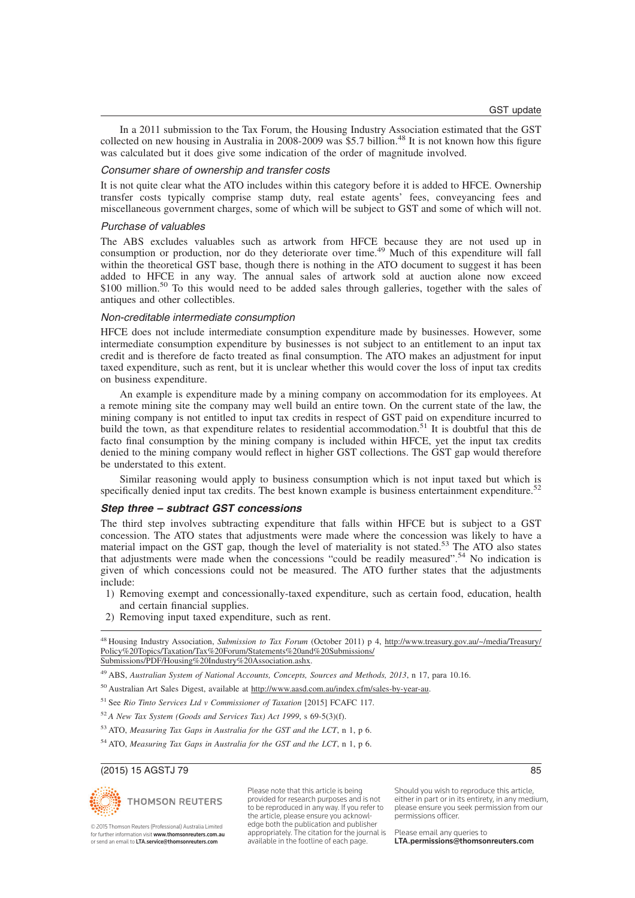In a 2011 submission to the Tax Forum, the Housing Industry Association estimated that the GST collected on new housing in Australia in 2008-2009 was $5.7 billion.[48] It is not known how this figure was calculated but it does give some indication of the order of magnitude involved.

### Consumer share of ownership and transfer costs

It is not quite clear what the ATO includes within this category before it is added to HFCE. Ownership transfer costs typically comprise stamp duty, real estate agents' fees, conveyancing fees and miscellaneous government charges, some of which will be subject to GST and some of which will not.

### Purchase of valuables

The ABS excludes valuables such as artwork from HFCE because they are not used up in consumption or production, nor do they deteriorate over time.[49] Much of this expenditure will fall within the theoretical GST base, though there is nothing in the ATO document to suggest it has been added to HFCE in any way. The annual sales of artwork sold at auction alone now exceed $100 million.[50] To this would need to be added sales through galleries, together with the sales of antiques and other collectibles.

### Non-creditable intermediate consumption

HFCE does not include intermediate consumption expenditure made by businesses. However, some intermediate consumption expenditure by businesses is not subject to an entitlement to an input tax credit and is therefore de facto treated as final consumption. The ATO makes an adjustment for input taxed expenditure, such as rent, but it is unclear whether this would cover the loss of input tax credits on business expenditure.

An example is expenditure made by a mining company on accommodation for its employees. At a remote mining site the company may well build an entire town. On the current state of the law, the mining company is not entitled to input tax credits in respect of GST paid on expenditure incurred to build the town, as that expenditure relates to residential accommodation.[51] It is doubtful that this de facto final consumption by the mining company is included within HFCE, yet the input tax credits denied to the mining company would reflect in higher GST collections. The GST gap would therefore be understated to this extent.

Similar reasoning would apply to business consumption which is not input taxed but which is specifically denied input tax credits. The best known example is business entertainment expenditure.[52]

## *Step three – subtract GST concessions*

The third step involves subtracting expenditure that falls within HFCE but is subject to a GST concession. The ATO states that adjustments were made where the concession was likely to have a material impact on the GST gap, though the level of materiality is not stated.[53] The ATO also states that adjustments were made when the concessions "could be readily measured".[54] No indication is given of which concessions could not be measured. The ATO further states that the adjustments include:

1) Removing exempt and concessionally-taxed expenditure, such as certain food, education, health and certain financial supplies.
2) Removing input taxed expenditure, such as rent.

---

[48] Housing Industry Association, *Submission to Tax Forum* (October 2011) p 4, http://www.treasury.gov.au/~/media/Treasury/Policy%20Topics/Taxation/Tax%20Forum/Statements%20and%20Submissions/Submissions/PDF/Housing%20Industry%20Association.ashx.

[49] ABS, *Australian System of National Accounts, Concepts, Sources and Methods, 2013*, n 17, p 17, para 10.16.

[50] Australian Art Sales Digest, available at http://www.aasd.com.au/index.cfm/sales-by-year-au.

[51] See *Rio Tinto Services Ltd v Commissioner of Taxation* [2015] FCAFC 117.

[52] *A New Tax System (Goods and Services Tax) Act 1999*, s 69-5(3)(f).

[53] ATO, *Measuring Tax Gaps in Australia for the GST and the LCT*, n 1, p 6.

[54] ATO, *Measuring Tax Gaps in Australia for the GST and the LCT*, n 1, p 6.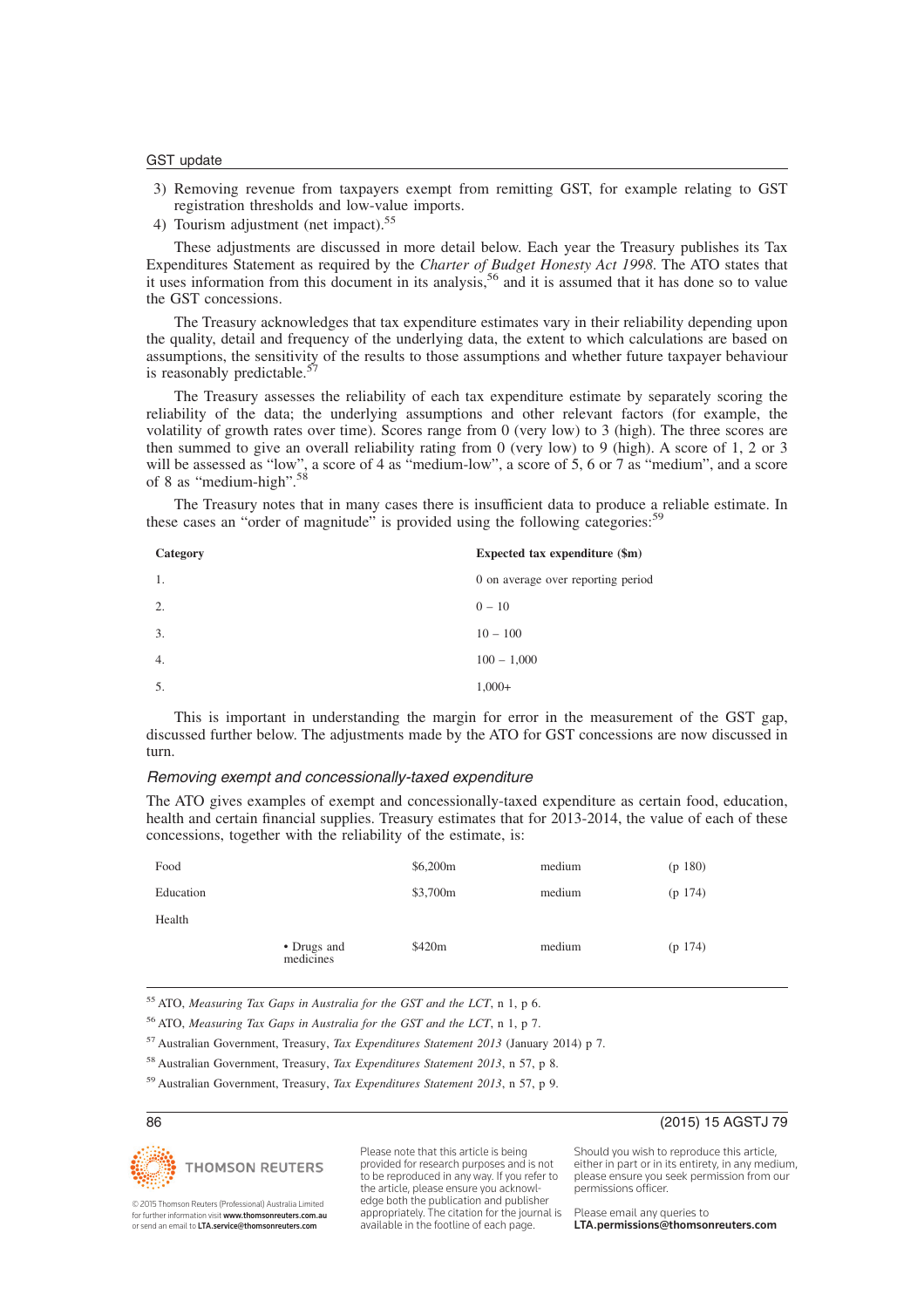3) Removing revenue from taxpayers exempt from remitting GST, for example relating to GST registration thresholds and low-value imports.
4) Tourism adjustment (net impact).[55]

These adjustments are discussed in more detail below. Each year the Treasury publishes its Tax Expenditures Statement as required by the *Charter of Budget Honesty Act 1998*. The ATO states that it uses information from this document in its analysis,[56] and it is assumed that it has done so to value the GST concessions.

The Treasury acknowledges that tax expenditure estimates vary in their reliability depending upon the quality, detail and frequency of the underlying data, the extent to which calculations are based on assumptions, the sensitivity of the results to those assumptions and whether future taxpayer behaviour is reasonably predictable.[57]

The Treasury assesses the reliability of each tax expenditure estimate by separately scoring the reliability of the data; the underlying assumptions and other relevant factors (for example, the volatility of growth rates over time). Scores range from 0 (very low) to 3 (high). The three scores are then summed to give an overall reliability rating from 0 (very low) to 9 (high). A score of 1, 2 or 3 will be assessed as "low", a score of 4 as "medium-low", a score of 5, 6 or 7 as "medium", and a score of 8 as "medium-high".[58]

The Treasury notes that in many cases there is insufficient data to produce a reliable estimate. In these cases an "order of magnitude" is provided using the following categories:[59]

| Category | Expected tax expenditure ($m) |
|---|---|
| 1. | 0 on average over reporting period |
| 2. | 0 – 10 |
| 3. | 10 – 100 |
| 4. | 100 – 1,000 |
| 5. | 1,000+ |

This is important in understanding the margin for error in the measurement of the GST gap, discussed further below. The adjustments made by the ATO for GST concessions are now discussed in turn.

### *Removing exempt and concessionally-taxed expenditure*

The ATO gives examples of exempt and concessionally-taxed expenditure as certain food, education, health and certain financial supplies. Treasury estimates that for 2013-2014, the value of each of these concessions, together with the reliability of the estimate, is:

| | | | | |
|---|---|---|---|---|
| Food | | $6,200m | medium | (p 180) |
| Education | | $3,700m | medium | (p 174) |
| Health | | | | |
| | • Drugs and medicines | $420m | medium | (p 174) |

[55] ATO, *Measuring Tax Gaps in Australia for the GST and the LCT*, n 1, p 6.

[56] ATO, *Measuring Tax Gaps in Australia for the GST and the LCT*, n 1, p 7.

[57] Australian Government, Treasury, *Tax Expenditures Statement 2013* (January 2014) p 7.

[58] Australian Government, Treasury, *Tax Expenditures Statement 2013*, n 57, p 8.

[59] Australian Government, Treasury, *Tax Expenditures Statement 2013*, n 57, p 9.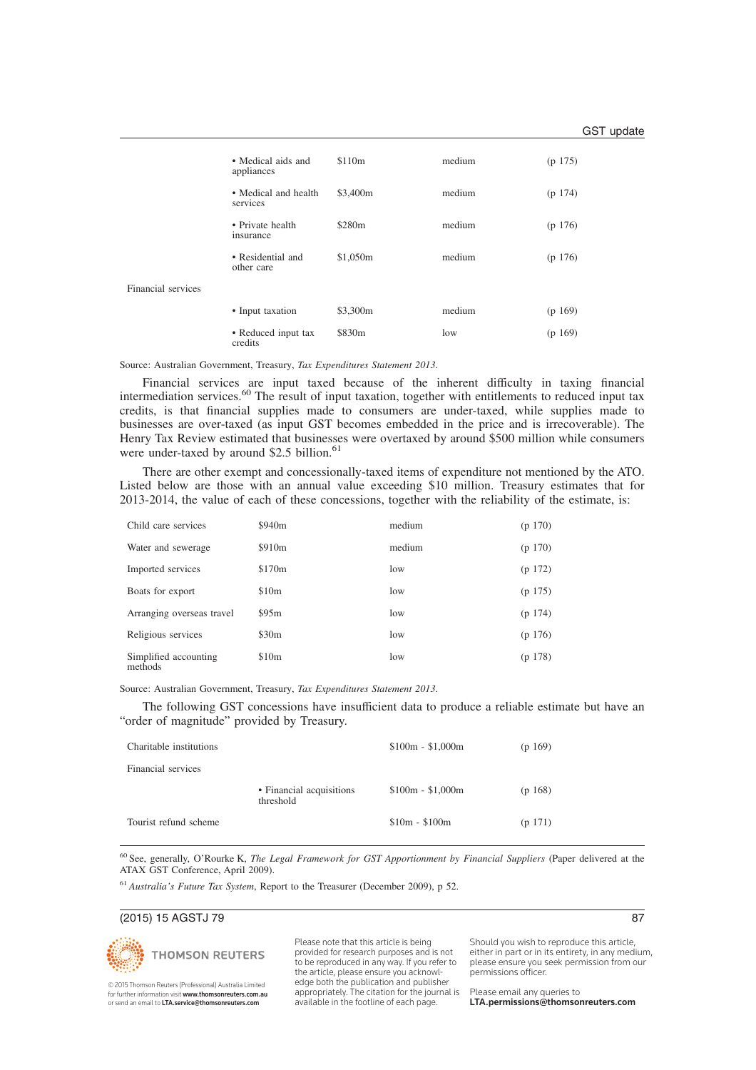| | | | |
|---|---|---|---|
| | • Medical aids and appliances | $110m | medium | (p 175) |
| | • Medical and health services | $3,400m | medium | (p 174) |
| | • Private health insurance | $280m | medium | (p 176) |
| | • Residential and other care | $1,050m | medium | (p 176) |
| Financial services | | | | |
| | • Input taxation | $3,300m | medium | (p 169) |
| | • Reduced input tax credits | $830m | low | (p 169) |

Source: Australian Government, Treasury, *Tax Expenditures Statement 2013*.

Financial services are input taxed because of the inherent difficulty in taxing financial intermediation services.[60] The result of input taxation, together with entitlements to reduced input tax credits, is that financial supplies made to consumers are under-taxed, while supplies made to businesses are over-taxed (as input GST becomes embedded in the price and is irrecoverable). The Henry Tax Review estimated that businesses were overtaxed by around $500 million while consumers were under-taxed by around $2.5 billion.[61]

There are other exempt and concessionally-taxed items of expenditure not mentioned by the ATO. Listed below are those with an annual value exceeding $10 million. Treasury estimates that for 2013-2014, the value of each of these concessions, together with the reliability of the estimate, is:

| | | | |
|---|---|---|---|
| Child care services | $940m | medium | (p 170) |
| Water and sewerage | $910m | medium | (p 170) |
| Imported services | $170m | low | (p 172) |
| Boats for export | $10m | low | (p 175) |
| Arranging overseas travel | $95m | low | (p 174) |
| Religious services | $30m | low | (p 176) |
| Simplified accounting methods | $10m | low | (p 178) |

Source: Australian Government, Treasury, *Tax Expenditures Statement 2013*.

The following GST concessions have insufficient data to produce a reliable estimate but have an "order of magnitude" provided by Treasury.

| | | | |
|---|---|---|---|
| Charitable institutions | | $100m - $1,000m | (p 169) |
| Financial services | | | |
| | • Financial acquisitions threshold | $100m - $1,000m | (p 168) |
| Tourist refund scheme | | $10m - $100m | (p 171) |

[60] See, generally, O'Rourke K, *The Legal Framework for GST Apportionment by Financial Suppliers* (Paper delivered at the ATAX GST Conference, April 2009).

[61] *Australia's Future Tax System*, Report to the Treasurer (December 2009), p 52.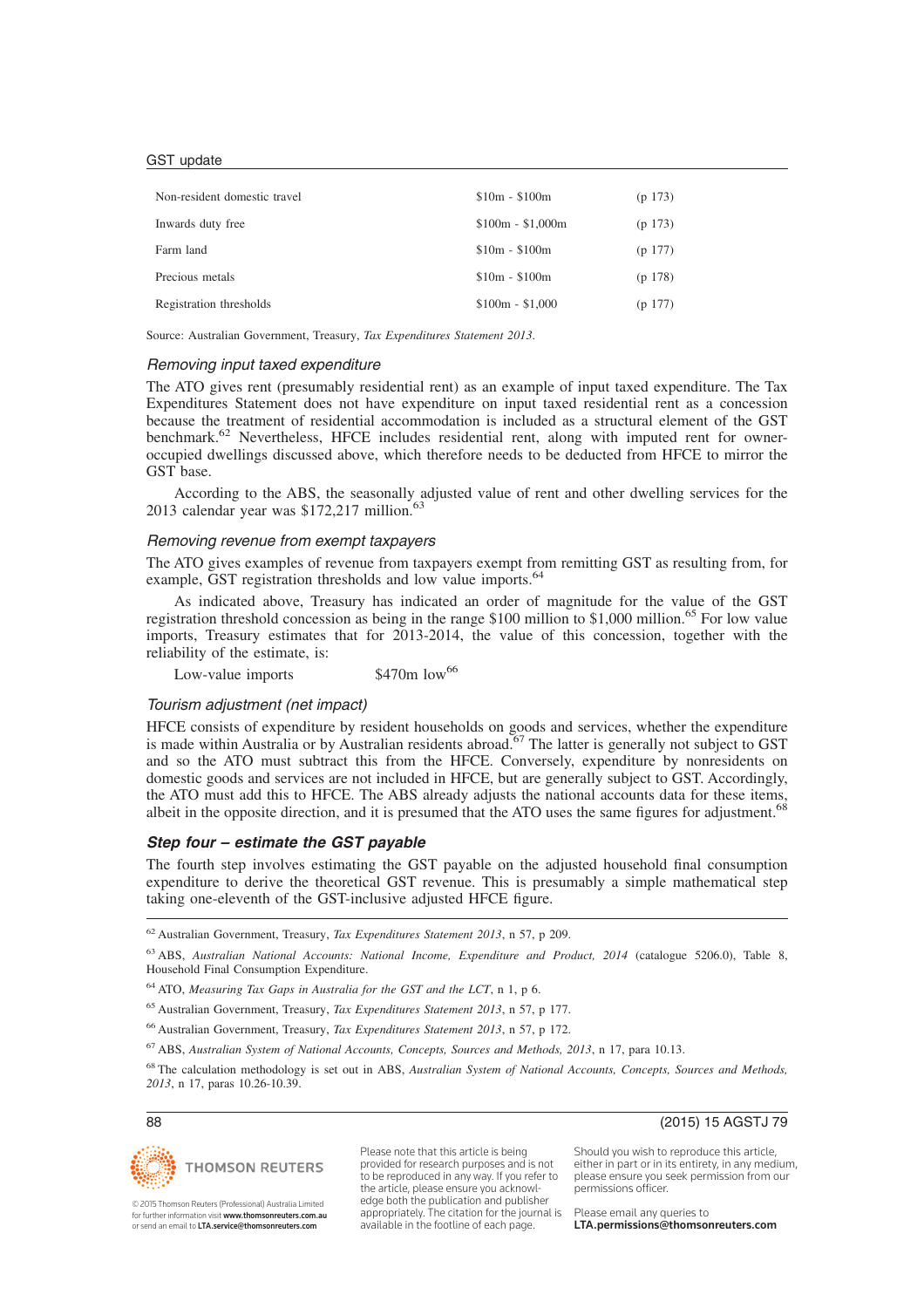| | | |
|---|---|---|
| Non-resident domestic travel | \$10m - \$100m | (p 173) |
| Inwards duty free | \$100m - \$1,000m | (p 173) |
| Farm land | \$10m - \$100m | (p 177) |
| Precious metals | \$10m - \$100m | (p 178) |
| Registration thresholds | \$100m - \$1,000 | (p 177) |

Source: Australian Government, Treasury, *Tax Expenditures Statement 2013*.

### *Removing input taxed expenditure*

The ATO gives rent (presumably residential rent) as an example of input taxed expenditure. The Tax Expenditures Statement does not have expenditure on input taxed residential rent as a concession because the treatment of residential accommodation is included as a structural element of the GST benchmark.[62] Nevertheless, HFCE includes residential rent, along with imputed rent for owner-occupied dwellings discussed above, which therefore needs to be deducted from HFCE to mirror the GST base.

According to the ABS, the seasonally adjusted value of rent and other dwelling services for the 2013 calendar year was \$172,217 million.[63]

### *Removing revenue from exempt taxpayers*

The ATO gives examples of revenue from taxpayers exempt from remitting GST as resulting from, for example, GST registration thresholds and low value imports.[64]

As indicated above, Treasury has indicated an order of magnitude for the value of the GST registration threshold concession as being in the range \$100 million to \$1,000 million.[65] For low value imports, Treasury estimates that for 2013-2014, the value of this concession, together with the reliability of the estimate, is:

Low-value imports \$470m low[66]

### *Tourism adjustment (net impact)*

HFCE consists of expenditure by resident households on goods and services, whether the expenditure is made within Australia or by Australian residents abroad.[67] The latter is generally not subject to GST and so the ATO must subtract this from the HFCE. Conversely, expenditure by nonresidents on domestic goods and services are not included in HFCE, but are generally subject to GST. Accordingly, the ATO must add this to HFCE. The ABS already adjusts the national accounts data for these items, albeit in the opposite direction, and it is presumed that the ATO uses the same figures for adjustment.[68]

## ***Step four – estimate the GST payable***

The fourth step involves estimating the GST payable on the adjusted household final consumption expenditure to derive the theoretical GST revenue. This is presumably a simple mathematical step taking one-eleventh of the GST-inclusive adjusted HFCE figure.

---

[62] Australian Government, Treasury, *Tax Expenditures Statement 2013*, n 57, p 209.

[63] ABS, *Australian National Accounts: National Income, Expenditure and Product, 2014* (catalogue 5206.0), Table 8, Household Final Consumption Expenditure.

[64] ATO, *Measuring Tax Gaps in Australia for the GST and the LCT*, n 1, p 6.

[65] Australian Government, Treasury, *Tax Expenditures Statement 2013*, n 57, p 177.

[66] Australian Government, Treasury, *Tax Expenditures Statement 2013*, n 57, p 172.

[67] ABS, *Australian System of National Accounts, Concepts, Sources and Methods, 2013*, n 17, para 10.13.

[68] The calculation methodology is set out in ABS, *Australian System of National Accounts, Concepts, Sources and Methods, 2013*, n 17, paras 10.26-10.39.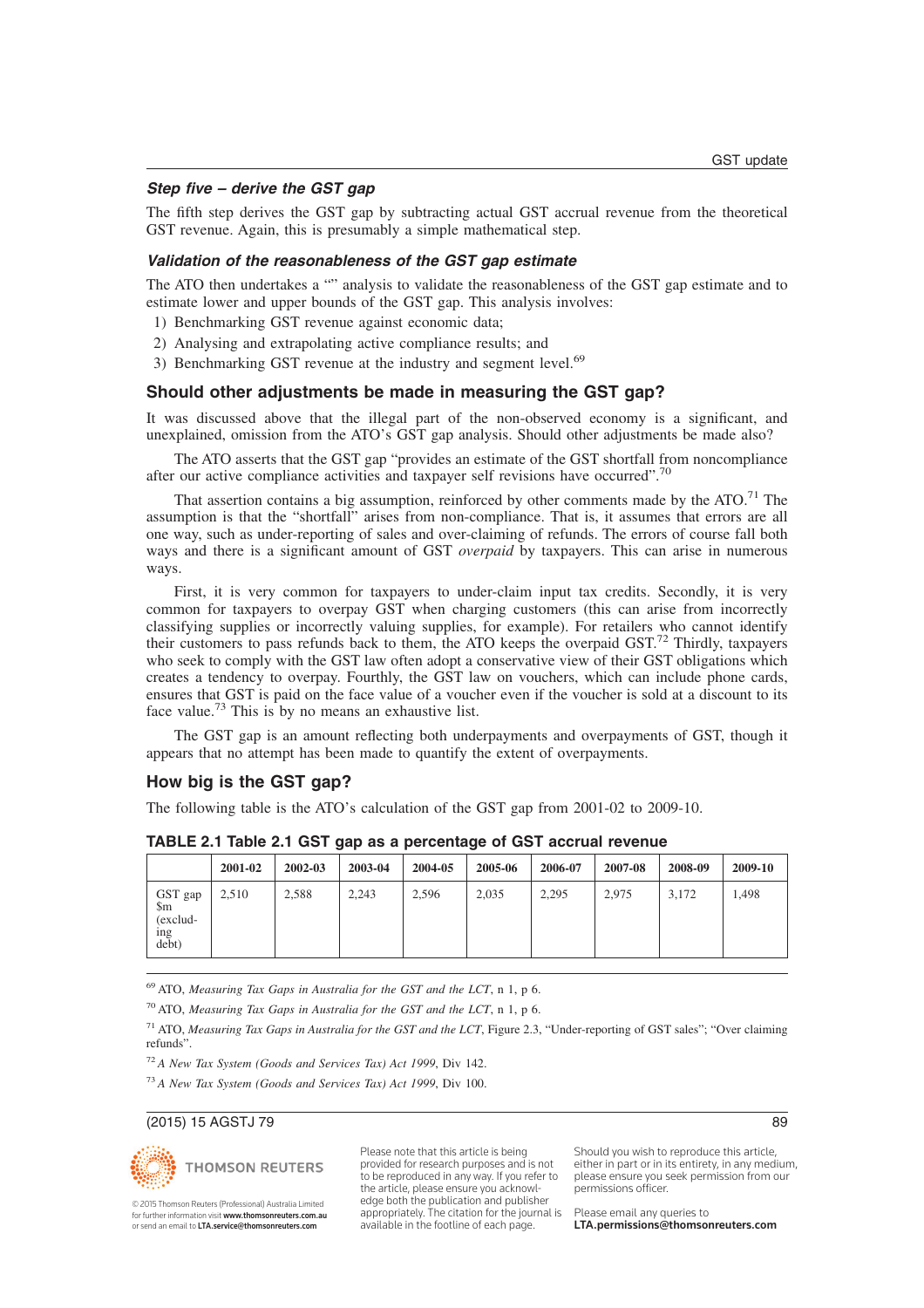### *Step five – derive the GST gap*

The fifth step derives the GST gap by subtracting actual GST accrual revenue from the theoretical GST revenue. Again, this is presumably a simple mathematical step.

### *Validation of the reasonableness of the GST gap estimate*

The ATO then undertakes a "" analysis to validate the reasonableness of the GST gap estimate and to estimate lower and upper bounds of the GST gap. This analysis involves:

1) Benchmarking GST revenue against economic data;
2) Analysing and extrapolating active compliance results; and
3) Benchmarking GST revenue at the industry and segment level.[69]

## Should other adjustments be made in measuring the GST gap?

It was discussed above that the illegal part of the non-observed economy is a significant, and unexplained, omission from the ATO's GST gap analysis. Should other adjustments be made also?

The ATO asserts that the GST gap "provides an estimate of the GST shortfall from noncompliance after our active compliance activities and taxpayer self revisions have occurred".[70]

That assertion contains a big assumption, reinforced by other comments made by the ATO.[71] The assumption is that the "shortfall" arises from non-compliance. That is, it assumes that errors are all one way, such as under-reporting of sales and over-claiming of refunds. The errors of course fall both ways and there is a significant amount of GST *overpaid* by taxpayers. This can arise in numerous ways.

First, it is very common for taxpayers to under-claim input tax credits. Secondly, it is very common for taxpayers to overpay GST when charging customers (this can arise from incorrectly classifying supplies or incorrectly valuing supplies, for example). For retailers who cannot identify their customers to pass refunds back to them, the ATO keeps the overpaid GST.[72] Thirdly, taxpayers who seek to comply with the GST law often adopt a conservative view of their GST obligations which creates a tendency to overpay. Fourthly, the GST law on vouchers, which can include phone cards, ensures that GST is paid on the face value of a voucher even if the voucher is sold at a discount to its face value.[73] This is by no means an exhaustive list.

The GST gap is an amount reflecting both underpayments and overpayments of GST, though it appears that no attempt has been made to quantify the extent of overpayments.

## How big is the GST gap?

The following table is the ATO's calculation of the GST gap from 2001-02 to 2009-10.

**TABLE 2.1 Table 2.1 GST gap as a percentage of GST accrual revenue**

| | 2001-02 | 2002-03 | 2003-04 | 2004-05 | 2005-06 | 2006-07 | 2007-08 | 2008-09 | 2009-10 |
|---|---|---|---|---|---|---|---|---|---|
| GST gap $m (excluding debt) | 2,510 | 2,588 | 2,243 | 2,596 | 2,035 | 2,295 | 2,975 | 3,172 | 1,498 |

---

[69] ATO, *Measuring Tax Gaps in Australia for the GST and the LCT*, n 1, p 6.

[70] ATO, *Measuring Tax Gaps in Australia for the GST and the LCT*, n 1, p 6.

[71] ATO, *Measuring Tax Gaps in Australia for the GST and the LCT*, Figure 2.3, "Under-reporting of GST sales"; "Over claiming refunds".

[72] *A New Tax System (Goods and Services Tax) Act 1999*, Div 142.

[73] *A New Tax System (Goods and Services Tax) Act 1999*, Div 100.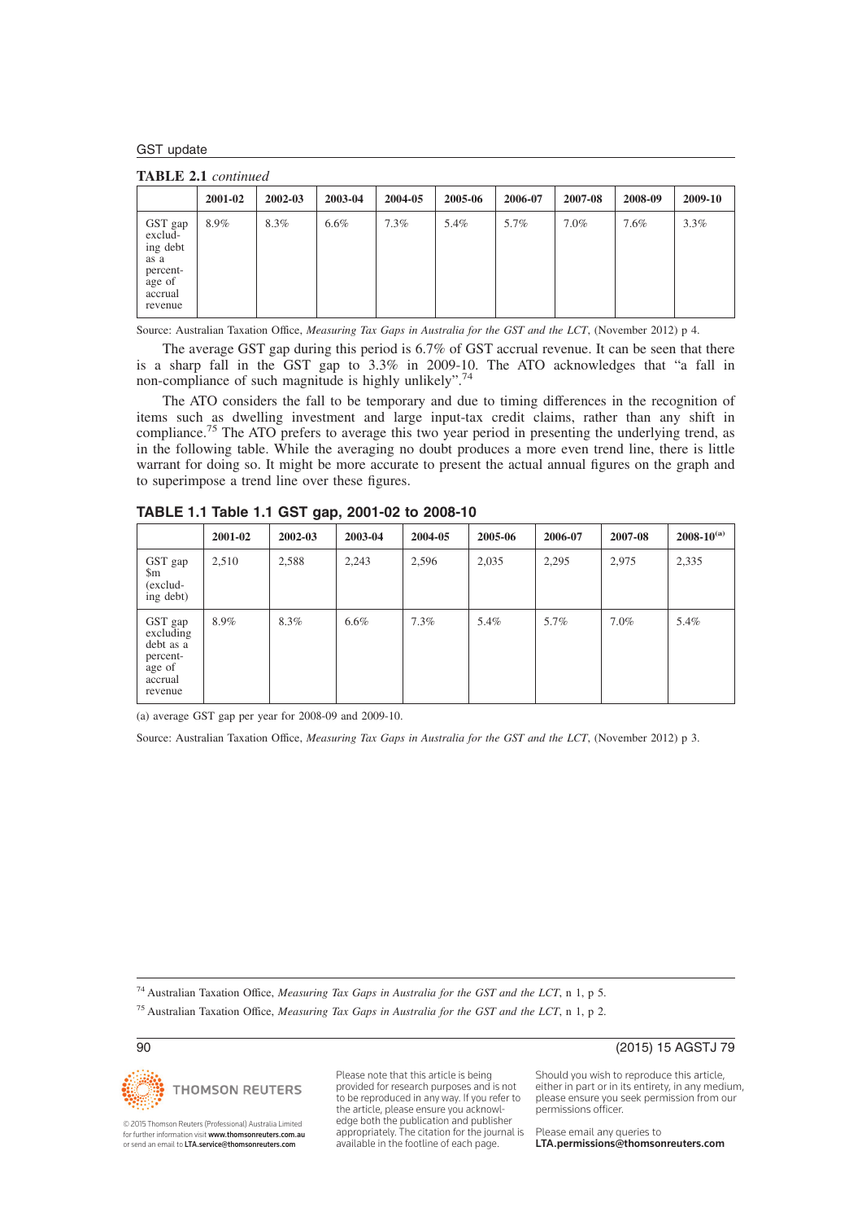**TABLE 2.1** *continued*

| | 2001-02 | 2002-03 | 2003-04 | 2004-05 | 2005-06 | 2006-07 | 2007-08 | 2008-09 | 2009-10 |
|---|---|---|---|---|---|---|---|---|---|
| GST gap excluding debt as a percentage of accrual revenue | 8.9% | 8.3% | 6.6% | 7.3% | 5.4% | 5.7% | 7.0% | 7.6% | 3.3% |

Source: Australian Taxation Office, *Measuring Tax Gaps in Australia for the GST and the LCT*, (November 2012) p 4.

The average GST gap during this period is 6.7% of GST accrual revenue. It can be seen that there is a sharp fall in the GST gap to 3.3% in 2009-10. The ATO acknowledges that "a fall in non-compliance of such magnitude is highly unlikely".[74]

The ATO considers the fall to be temporary and due to timing differences in the recognition of items such as dwelling investment and large input-tax credit claims, rather than any shift in compliance.[75] The ATO prefers to average this two year period in presenting the underlying trend, as in the following table. While the averaging no doubt produces a more even trend line, there is little warrant for doing so. It might be more accurate to present the actual annual figures on the graph and to superimpose a trend line over these figures.

**TABLE 1.1 Table 1.1 GST gap, 2001-02 to 2008-10**

| | 2001-02 | 2002-03 | 2003-04 | 2004-05 | 2005-06 | 2006-07 | 2007-08 | 2008-10[(a)] |
|---|---|---|---|---|---|---|---|---|
| GST gap $m (excluding debt) | 2,510 | 2,588 | 2,243 | 2,596 | 2,035 | 2,295 | 2,975 | 2,335 |
| GST gap excluding debt as a percentage of accrual revenue | 8.9% | 8.3% | 6.6% | 7.3% | 5.4% | 5.7% | 7.0% | 5.4% |

(a) average GST gap per year for 2008-09 and 2009-10.

Source: Australian Taxation Office, *Measuring Tax Gaps in Australia for the GST and the LCT*, (November 2012) p 3.

---

[74] Australian Taxation Office, *Measuring Tax Gaps in Australia for the GST and the LCT*, n 1, p 5.

[75] Australian Taxation Office, *Measuring Tax Gaps in Australia for the GST and the LCT*, n 1, p 2.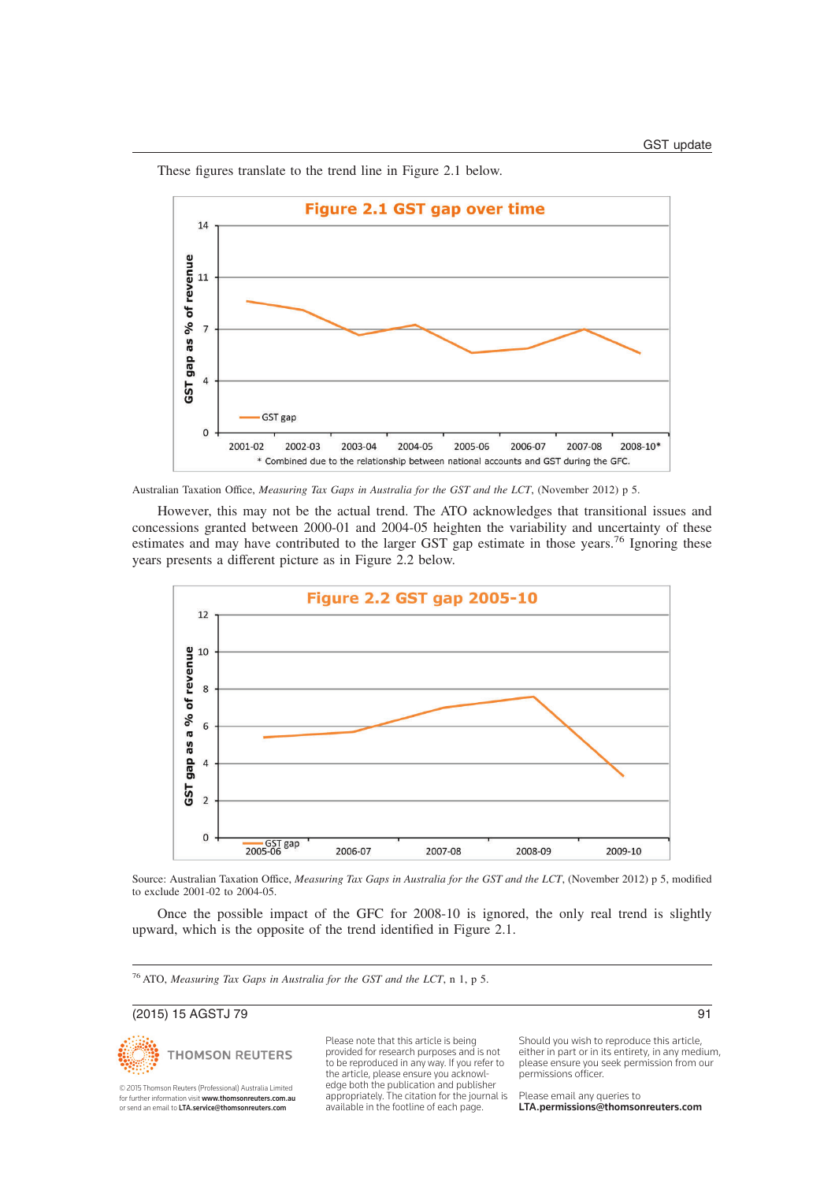These figures translate to the trend line in Figure 2.1 below.

Figure 2.1 GST gap over time

Australian Taxation Office, *Measuring Tax Gaps in Australia for the GST and the LCT*, (November 2012) p 5.

However, this may not be the actual trend. The ATO acknowledges that transitional issues and concessions granted between 2000-01 and 2004-05 heighten the variability and uncertainty of these estimates and may have contributed to the larger GST gap estimate in those years.[76] Ignoring these years presents a different picture as in Figure 2.2 below.

Figure 2.2 GST gap 2005-10

Source: Australian Taxation Office, *Measuring Tax Gaps in Australia for the GST and the LCT*, (November 2012) p 5, modified to exclude 2001-02 to 2004-05.

Once the possible impact of the GFC for 2008-10 is ignored, the only real trend is slightly upward, which is the opposite of the trend identified in Figure 2.1.

[76] ATO, *Measuring Tax Gaps in Australia for the GST and the LCT*, n 1, p 5.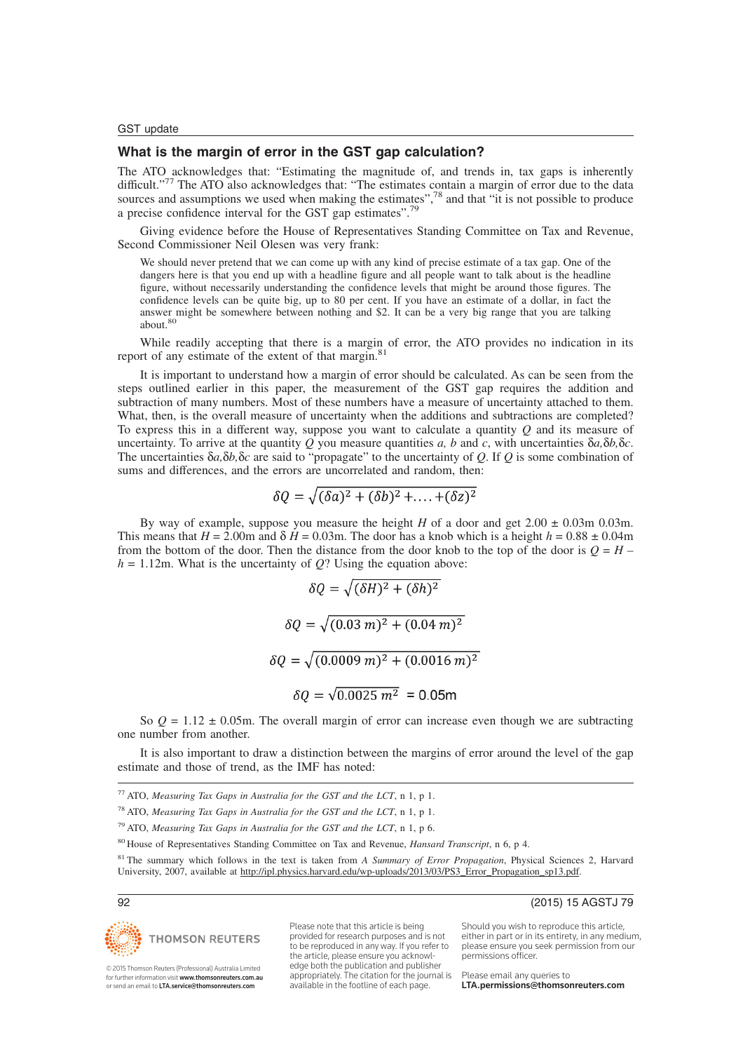## What is the margin of error in the GST gap calculation?

The ATO acknowledges that: "Estimating the magnitude of, and trends in, tax gaps is inherently difficult."[77] The ATO also acknowledges that: "The estimates contain a margin of error due to the data sources and assumptions we used when making the estimates",[78] and that "it is not possible to produce a precise confidence interval for the GST gap estimates".[79]

Giving evidence before the House of Representatives Standing Committee on Tax and Revenue, Second Commissioner Neil Olesen was very frank:

> We should never pretend that we can come up with any kind of precise estimate of a tax gap. One of the dangers here is that you end up with a headline figure and all people want to talk about is the headline figure, without necessarily understanding the confidence levels that might be around those figures. The confidence levels can be quite big, up to 80 per cent. If you have an estimate of a dollar, in fact the answer might be somewhere between nothing and $2. It can be a very big range that you are talking about.[80]

While readily accepting that there is a margin of error, the ATO provides no indication in its report of any estimate of the extent of that margin.[81]

It is important to understand how a margin of error should be calculated. As can be seen from the steps outlined earlier in this paper, the measurement of the GST gap requires the addition and subtraction of many numbers. Most of these numbers have a measure of uncertainty attached to them. What, then, is the overall measure of uncertainty when the additions and subtractions are completed? To express this in a different way, suppose you want to calculate a quantity $Q$ and its measure of uncertainty. To arrive at the quantity $Q$ you measure quantities $a$, $b$ and $c$, with uncertainties $\delta a, \delta b, \delta c$. The uncertainties $\delta a, \delta b, \delta c$ are said to "propagate" to the uncertainty of $Q$. If $Q$ is some combination of sums and differences, and the errors are uncorrelated and random, then:

$$\delta Q = \sqrt{(\delta a)^2 + (\delta b)^2 + \ldots + (\delta z)^2}$$

By way of example, suppose you measure the height $H$ of a door and get $2.00 \pm 0.03$m 0.03m. This means that $H = 2.00$m and $\delta H = 0.03$m. The door has a knob which is a height $h = 0.88 \pm 0.04$m from the bottom of the door. Then the distance from the door knob to the top of the door is $Q = H - h = 1.12$m. What is the uncertainty of $Q$? Using the equation above:

$$\delta Q = \sqrt{(\delta H)^2 + (\delta h)^2}$$

$$\delta Q = \sqrt{(0.03\,m)^2 + (0.04\,m)^2}$$

$$\delta Q = \sqrt{(0.0009\,m)^2 + (0.0016\,m)^2}$$

$$\delta Q = \sqrt{0.0025\,m^2} = 0.05\text{m}$$

So $Q = 1.12 \pm 0.05$m. The overall margin of error can increase even though we are subtracting one number from another.

It is also important to draw a distinction between the margins of error around the level of the gap estimate and those of trend, as the IMF has noted:

---

[77] ATO, *Measuring Tax Gaps in Australia for the GST and the LCT*, n 1, p 1.

[78] ATO, *Measuring Tax Gaps in Australia for the GST and the LCT*, n 1, p 1.

[79] ATO, *Measuring Tax Gaps in Australia for the GST and the LCT*, n 1, p 6.

[80] House of Representatives Standing Committee on Tax and Revenue, *Hansard Transcript*, n 6, p 4.

[81] The summary which follows in the text is taken from *A Summary of Error Propagation*, Physical Sciences 2, Harvard University, 2007, available at http://ipl.physics.harvard.edu/wp-uploads/2013/03/PS3_Error_Propagation_sp13.pdf.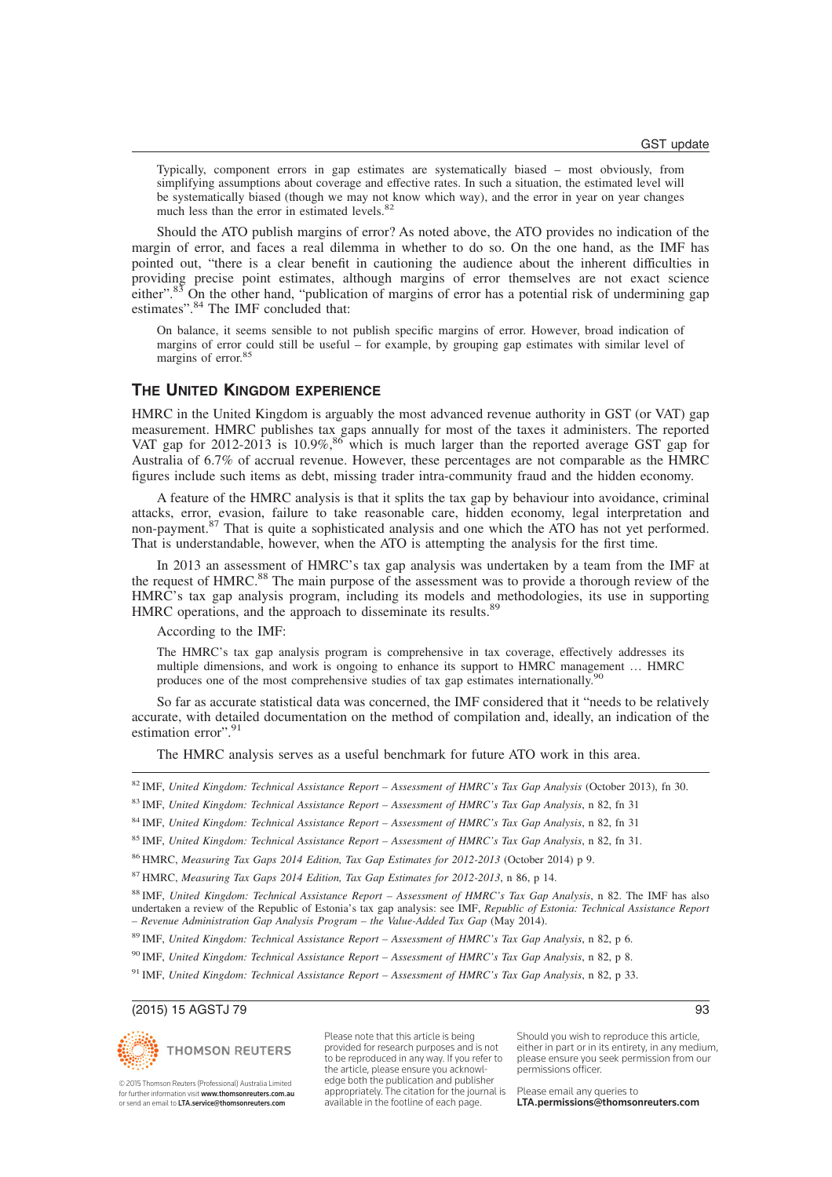> Typically, component errors in gap estimates are systematically biased – most obviously, from simplifying assumptions about coverage and effective rates. In such a situation, the estimated level will be systematically biased (though we may not know which way), and the error in year on year changes much less than the error in estimated levels.[82]

Should the ATO publish margins of error? As noted above, the ATO provides no indication of the margin of error, and faces a real dilemma in whether to do so. On the one hand, as the IMF has pointed out, "there is a clear benefit in cautioning the audience about the inherent difficulties in providing precise point estimates, although margins of error themselves are not exact science either".[83] On the other hand, "publication of margins of error has a potential risk of undermining gap estimates".[84] The IMF concluded that:

> On balance, it seems sensible to not publish specific margins of error. However, broad indication of margins of error could still be useful – for example, by grouping gap estimates with similar level of margins of error.[85]

## The United Kingdom experience

HMRC in the United Kingdom is arguably the most advanced revenue authority in GST (or VAT) gap measurement. HMRC publishes tax gaps annually for most of the taxes it administers. The reported VAT gap for 2012-2013 is 10.9%,[86] which is much larger than the reported average GST gap for Australia of 6.7% of accrual revenue. However, these percentages are not comparable as the HMRC figures include such items as debt, missing trader intra-community fraud and the hidden economy.

A feature of the HMRC analysis is that it splits the tax gap by behaviour into avoidance, criminal attacks, error, evasion, failure to take reasonable care, hidden economy, legal interpretation and non-payment.[87] That is quite a sophisticated analysis and one which the ATO has not yet performed. That is understandable, however, when the ATO is attempting the analysis for the first time.

In 2013 an assessment of HMRC's tax gap analysis was undertaken by a team from the IMF at the request of HMRC.[88] The main purpose of the assessment was to provide a thorough review of the HMRC's tax gap analysis program, including its models and methodologies, its use in supporting HMRC operations, and the approach to disseminate its results.[89]

According to the IMF:

> The HMRC's tax gap analysis program is comprehensive in tax coverage, effectively addresses its multiple dimensions, and work is ongoing to enhance its support to HMRC management … HMRC produces one of the most comprehensive studies of tax gap estimates internationally.[90]

So far as accurate statistical data was concerned, the IMF considered that it "needs to be relatively accurate, with detailed documentation on the method of compilation and, ideally, an indication of the estimation error".[91]

The HMRC analysis serves as a useful benchmark for future ATO work in this area.

---

[82] IMF, *United Kingdom: Technical Assistance Report – Assessment of HMRC's Tax Gap Analysis* (October 2013), fn 30.

[83] IMF, *United Kingdom: Technical Assistance Report – Assessment of HMRC's Tax Gap Analysis*, n 82, fn 31

[84] IMF, *United Kingdom: Technical Assistance Report – Assessment of HMRC's Tax Gap Analysis*, n 82, fn 31

[85] IMF, *United Kingdom: Technical Assistance Report – Assessment of HMRC's Tax Gap Analysis*, n 82, fn 31.

[86] HMRC, *Measuring Tax Gaps 2014 Edition, Tax Gap Estimates for 2012-2013* (October 2014) p 9.

[87] HMRC, *Measuring Tax Gaps 2014 Edition, Tax Gap Estimates for 2012-2013*, n 86, p 14.

[88] IMF, *United Kingdom: Technical Assistance Report – Assessment of HMRC's Tax Gap Analysis*, n 82. The IMF has also undertaken a review of the Republic of Estonia's tax gap analysis: see IMF, *Republic of Estonia: Technical Assistance Report – Revenue Administration Gap Analysis Program – the Value-Added Tax Gap* (May 2014).

[89] IMF, *United Kingdom: Technical Assistance Report – Assessment of HMRC's Tax Gap Analysis*, n 82, p 6.

[90] IMF, *United Kingdom: Technical Assistance Report – Assessment of HMRC's Tax Gap Analysis*, n 82, p 8.

[91] IMF, *United Kingdom: Technical Assistance Report – Assessment of HMRC's Tax Gap Analysis*, n 82, p 33.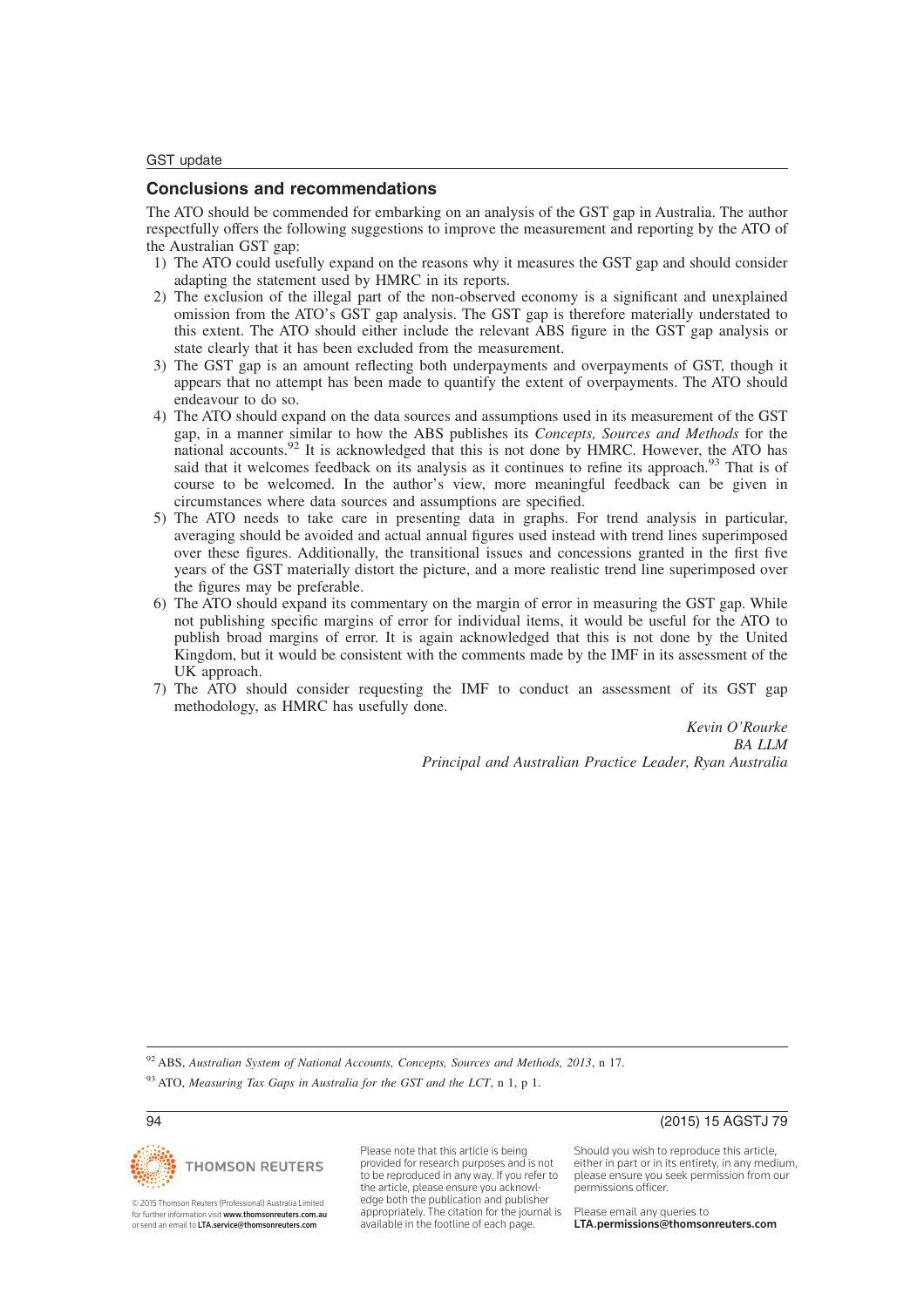## Conclusions and recommendations

The ATO should be commended for embarking on an analysis of the GST gap in Australia. The author respectfully offers the following suggestions to improve the measurement and reporting by the ATO of the Australian GST gap:

1) The ATO could usefully expand on the reasons why it measures the GST gap and should consider adapting the statement used by HMRC in its reports.
2) The exclusion of the illegal part of the non-observed economy is a significant and unexplained omission from the ATO's GST gap analysis. The GST gap is therefore materially understated to this extent. The ATO should either include the relevant ABS figure in the GST gap analysis or state clearly that it has been excluded from the measurement.
3) The GST gap is an amount reflecting both underpayments and overpayments of GST, though it appears that no attempt has been made to quantify the extent of overpayments. The ATO should endeavour to do so.
4) The ATO should expand on the data sources and assumptions used in its measurement of the GST gap, in a manner similar to how the ABS publishes its *Concepts, Sources and Methods* for the national accounts.[92] It is acknowledged that this is not done by HMRC. However, the ATO has said that it welcomes feedback on its analysis as it continues to refine its approach.[93] That is of course to be welcomed. In the author's view, more meaningful feedback can be given in circumstances where data sources and assumptions are specified.
5) The ATO needs to take care in presenting data in graphs. For trend analysis in particular, averaging should be avoided and actual annual figures used instead with trend lines superimposed over these figures. Additionally, the transitional issues and concessions granted in the first five years of the GST materially distort the picture, and a more realistic trend line superimposed over the figures may be preferable.
6) The ATO should expand its commentary on the margin of error in measuring the GST gap. While not publishing specific margins of error for individual items, it would be useful for the ATO to publish broad margins of error. It is again acknowledged that this is not done by the United Kingdom, but it would be consistent with the comments made by the IMF in its assessment of the UK approach.
7) The ATO should consider requesting the IMF to conduct an assessment of its GST gap methodology, as HMRC has usefully done.

*Kevin O'Rourke*
*BA LLM*
*Principal and Australian Practice Leader, Ryan Australia*

---

[92] ABS, *Australian System of National Accounts, Concepts, Sources and Methods, 2013*, n 17.

[93] ATO, *Measuring Tax Gaps in Australia for the GST and the LCT*, n 1, p 1.

© 2015 Thomson Reuters (Professional) Australia Limited for further information visit **www.thomsonreuters.com.au** or send an email to **LTA.service@thomsonreuters.com**

Please note that this article is being provided for research purposes and is not to be reproduced in any way. If you refer to the article, please ensure you acknowledge both the publication and publisher appropriately. The citation for the journal is available in the footline of each page.

Should you wish to reproduce this article, either in part or in its entirety, in any medium, please ensure you seek permission from our permissions officer.

Please email any queries to **LTA.permissions@thomsonreuters.com**